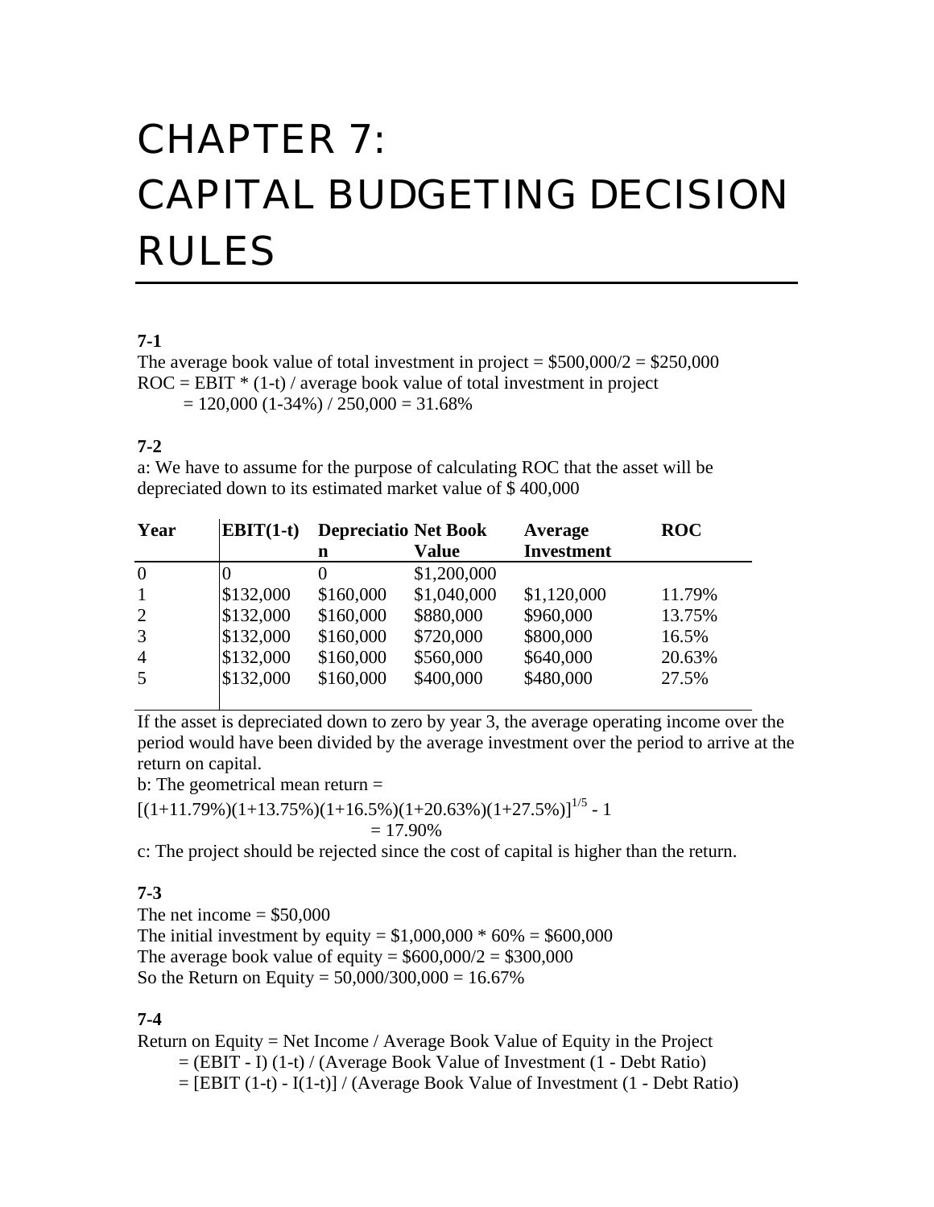# CHAPTER 7: CAPITAL BUDGETING DECISION RULES

**7-1**

The average book value of total investment in project = \$500,000/2 = \$250,000

ROC = EBIT * (1-t) / average book value of total investment in project

= 120,000 (1-34%) / 250,000 = 31.68%

**7-2**

a: We have to assume for the purpose of calculating ROC that the asset will be depreciated down to its estimated market value of \$ 400,000

| Year | EBIT(1-t) | Depreciation | Net Book Value | Average Investment | ROC |
|---|---|---|---|---|---|
| 0 | 0 | 0 | \$1,200,000 | | |
| 1 | \$132,000 | \$160,000 | \$1,040,000 | \$1,120,000 | 11.79% |
| 2 | \$132,000 | \$160,000 | \$880,000 | \$960,000 | 13.75% |
| 3 | \$132,000 | \$160,000 | \$720,000 | \$800,000 | 16.5% |
| 4 | \$132,000 | \$160,000 | \$560,000 | \$640,000 | 20.63% |
| 5 | \$132,000 | \$160,000 | \$400,000 | \$480,000 | 27.5% |

If the asset is depreciated down to zero by year 3, the average operating income over the period would have been divided by the average investment over the period to arrive at the return on capital.

b: The geometrical mean return =

$[(1+11.79\%)(1+13.75\%)(1+16.5\%)(1+20.63\%)(1+27.5\%)]^{1/5} - 1$

= 17.90%

c: The project should be rejected since the cost of capital is higher than the return.

**7-3**

The net income = \$50,000

The initial investment by equity = \$1,000,000 * 60% = \$600,000

The average book value of equity = \$600,000/2 = \$300,000

So the Return on Equity = 50,000/300,000 = 16.67%

**7-4**

Return on Equity = Net Income / Average Book Value of Equity in the Project

= (EBIT - I) (1-t) / (Average Book Value of Investment (1 - Debt Ratio)

= [EBIT (1-t) - I(1-t)] / (Average Book Value of Investment (1 - Debt Ratio)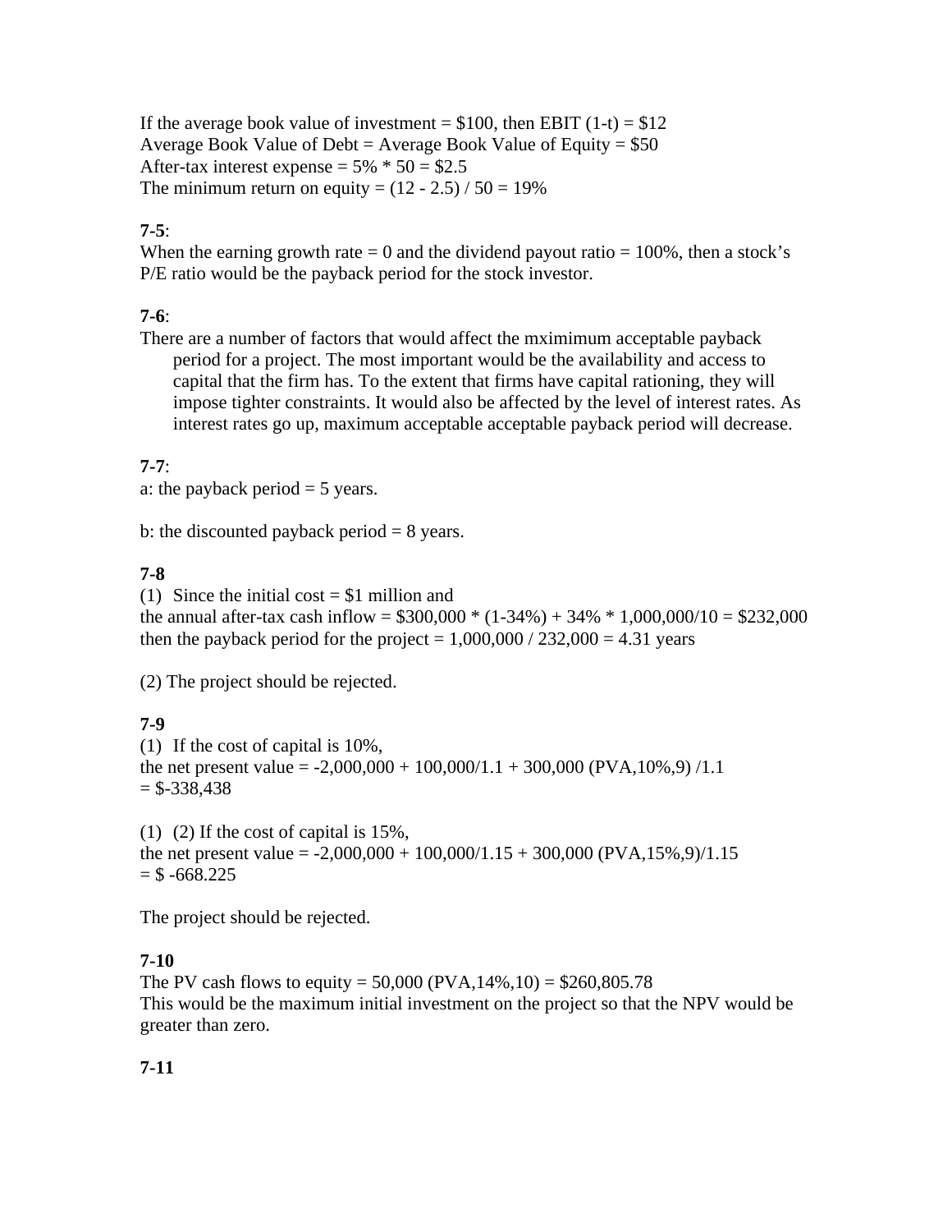If the average book value of investment = $100, then EBIT (1-t) = $12
Average Book Value of Debt = Average Book Value of Equity = $50
After-tax interest expense = 5% * 50 = $2.5
The minimum return on equity = (12 - 2.5) / 50 = 19%

**7-5**:
When the earning growth rate = 0 and the dividend payout ratio = 100%, then a stock's P/E ratio would be the payback period for the stock investor.

**7-6**:
There are a number of factors that would affect the mximimum acceptable payback period for a project. The most important would be the availability and access to capital that the firm has. To the extent that firms have capital rationing, they will impose tighter constraints. It would also be affected by the level of interest rates. As interest rates go up, maximum acceptable acceptable payback period will decrease.

**7-7**:
a: the payback period = 5 years.

b: the discounted payback period = 8 years.

**7-8**
(1) Since the initial cost = $1 million and
the annual after-tax cash inflow = $300,000 * (1-34%) + 34% * 1,000,000/10 = $232,000
then the payback period for the project = 1,000,000 / 232,000 = 4.31 years

(2) The project should be rejected.

**7-9**
(1) If the cost of capital is 10%,
the net present value = -2,000,000 + 100,000/1.1 + 300,000 (PVA,10%,9) /1.1
= $-338,438

(1) (2) If the cost of capital is 15%,
the net present value = -2,000,000 + 100,000/1.15 + 300,000 (PVA,15%,9)/1.15
= $ -668.225

The project should be rejected.

**7-10**
The PV cash flows to equity = 50,000 (PVA,14%,10) = $260,805.78
This would be the maximum initial investment on the project so that the NPV would be greater than zero.

**7-11**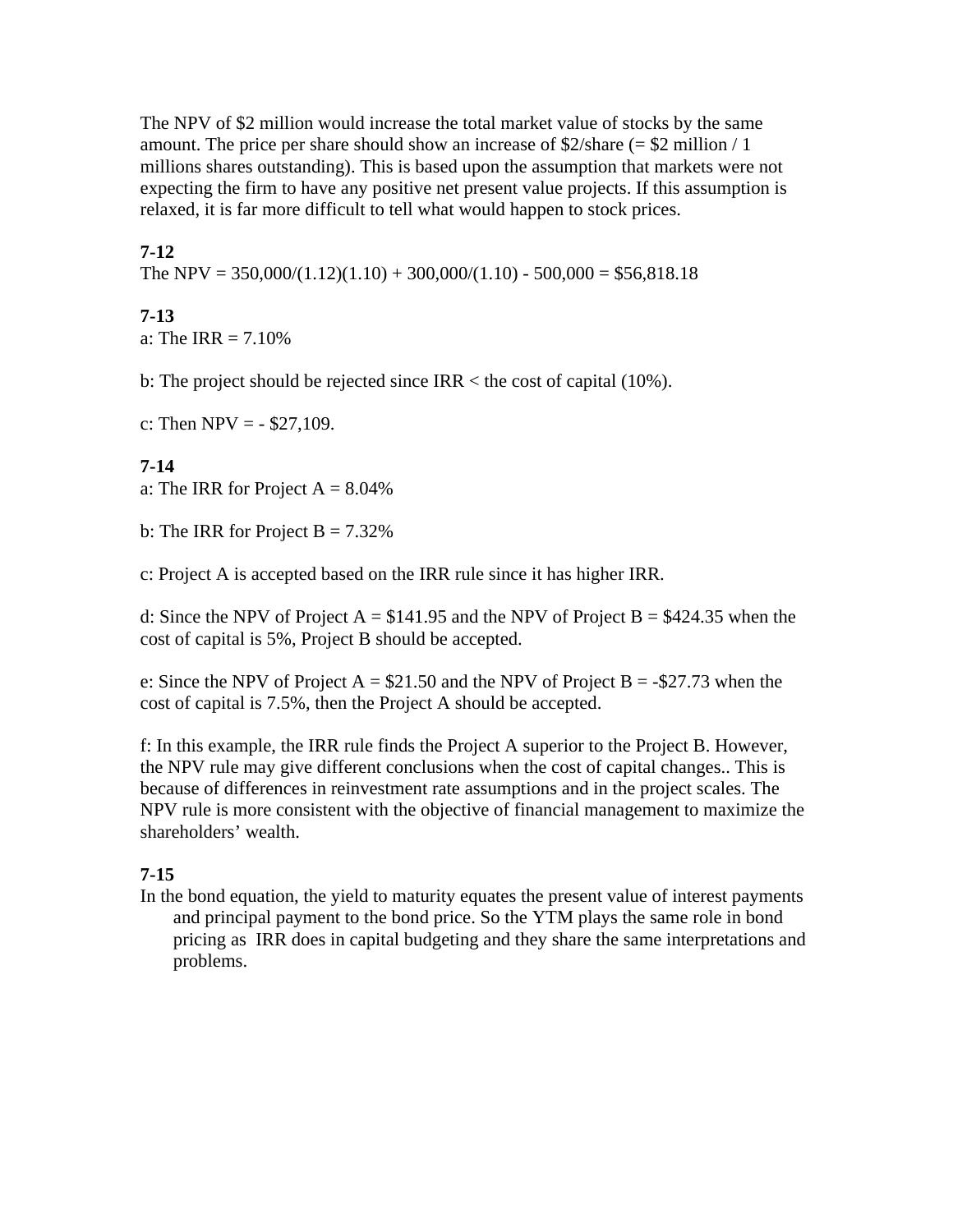The NPV of $2 million would increase the total market value of stocks by the same amount. The price per share should show an increase of $2/share (= $2 million / 1 millions shares outstanding). This is based upon the assumption that markets were not expecting the firm to have any positive net present value projects. If this assumption is relaxed, it is far more difficult to tell what would happen to stock prices.

**7-12**

The NPV = 350,000/(1.12)(1.10) + 300,000/(1.10) - 500,000 = $56,818.18

**7-13**

a: The IRR = 7.10%

b: The project should be rejected since IRR < the cost of capital (10%).

c: Then NPV = - $27,109.

**7-14**

a: The IRR for Project A = 8.04%

b: The IRR for Project B = 7.32%

c: Project A is accepted based on the IRR rule since it has higher IRR.

d: Since the NPV of Project A = $141.95 and the NPV of Project B = $424.35 when the cost of capital is 5%, Project B should be accepted.

e: Since the NPV of Project A = $21.50 and the NPV of Project B = -$27.73 when the cost of capital is 7.5%, then the Project A should be accepted.

f: In this example, the IRR rule finds the Project A superior to the Project B. However, the NPV rule may give different conclusions when the cost of capital changes.. This is because of differences in reinvestment rate assumptions and in the project scales. The NPV rule is more consistent with the objective of financial management to maximize the shareholders' wealth.

**7-15**

In the bond equation, the yield to maturity equates the present value of interest payments and principal payment to the bond price. So the YTM plays the same role in bond pricing as IRR does in capital budgeting and they share the same interpretations and problems.